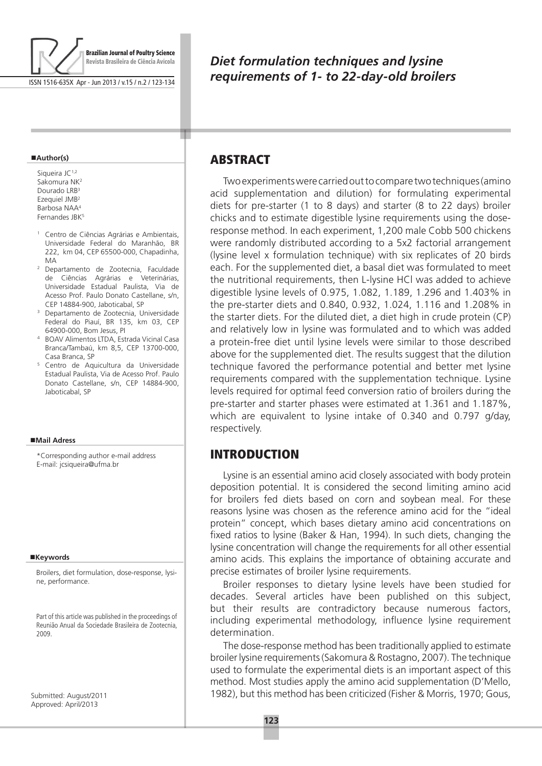# Diet formulation techniques and lysine requirements of 1- to 22-day-old broilers

**Author(s)**

Siqueira JC[1,2]
Sakomura NK[2]
Dourado LRB[3]
Ezequiel JMB[2]
Barbosa NAA[4]
Fernandes JBK[5]

[1] Centro de Ciências Agrárias e Ambientais, Universidade Federal do Maranhão, BR 222, km 04, CEP 65500-000, Chapadinha, MA

[2] Departamento de Zootecnia, Faculdade de Ciências Agrárias e Veterinárias, Universidade Estadual Paulista, Via de Acesso Prof. Paulo Donato Castellane, s/n, CEP 14884-900, Jaboticabal, SP

[3] Departamento de Zootecnia, Universidade Federal do Piauí, BR 135, km 03, CEP 64900-000, Bom Jesus, PI

[4] BOAV Alimentos LTDA, Estrada Vicinal Casa Branca/Tambaú, km 8,5, CEP 13700-000, Casa Branca, SP

[5] Centro de Aquicultura da Universidade Estadual Paulista, Via de Acesso Prof. Paulo Donato Castellane, s/n, CEP 14884-900, Jaboticabal, SP

**Mail Adress**

*Corresponding author e-mail address
E-mail: jcsiqueira@ufma.br

**Keywords**

Broilers, diet formulation, dose-response, lysine, performance.

Part of this article was published in the proceedings of Reunião Anual da Sociedade Brasileira de Zootecnia, 2009.

Submitted: August/2011
Approved: April/2013

## ABSTRACT

Two experiments were carried out to compare two techniques (amino acid supplementation and dilution) for formulating experimental diets for pre-starter (1 to 8 days) and starter (8 to 22 days) broiler chicks and to estimate digestible lysine requirements using the dose-response method. In each experiment, 1,200 male Cobb 500 chickens were randomly distributed according to a 5x2 factorial arrangement (lysine level x formulation technique) with six replicates of 20 birds each. For the supplemented diet, a basal diet was formulated to meet the nutritional requirements, then L-lysine HCl was added to achieve digestible lysine levels of 0.975, 1.082, 1.189, 1.296 and 1.403% in the pre-starter diets and 0.840, 0.932, 1.024, 1.116 and 1.208% in the starter diets. For the diluted diet, a diet high in crude protein (CP) and relatively low in lysine was formulated and to which was added a protein-free diet until lysine levels were similar to those described above for the supplemented diet. The results suggest that the dilution technique favored the performance potential and better met lysine requirements compared with the supplementation technique. Lysine levels required for optimal feed conversion ratio of broilers during the pre-starter and starter phases were estimated at 1.361 and 1.187%, which are equivalent to lysine intake of 0.340 and 0.797 g/day, respectively.

## INTRODUCTION

Lysine is an essential amino acid closely associated with body protein deposition potential. It is considered the second limiting amino acid for broilers fed diets based on corn and soybean meal. For these reasons lysine was chosen as the reference amino acid for the "ideal protein" concept, which bases dietary amino acid concentrations on fixed ratios to lysine (Baker & Han, 1994). In such diets, changing the lysine concentration will change the requirements for all other essential amino acids. This explains the importance of obtaining accurate and precise estimates of broiler lysine requirements.

Broiler responses to dietary lysine levels have been studied for decades. Several articles have been published on this subject, but their results are contradictory because numerous factors, including experimental methodology, influence lysine requirement determination.

The dose-response method has been traditionally applied to estimate broiler lysine requirements (Sakomura & Rostagno, 2007). The technique used to formulate the experimental diets is an important aspect of this method. Most studies apply the amino acid supplementation (D'Mello, 1982), but this method has been criticized (Fisher & Morris, 1970; Gous,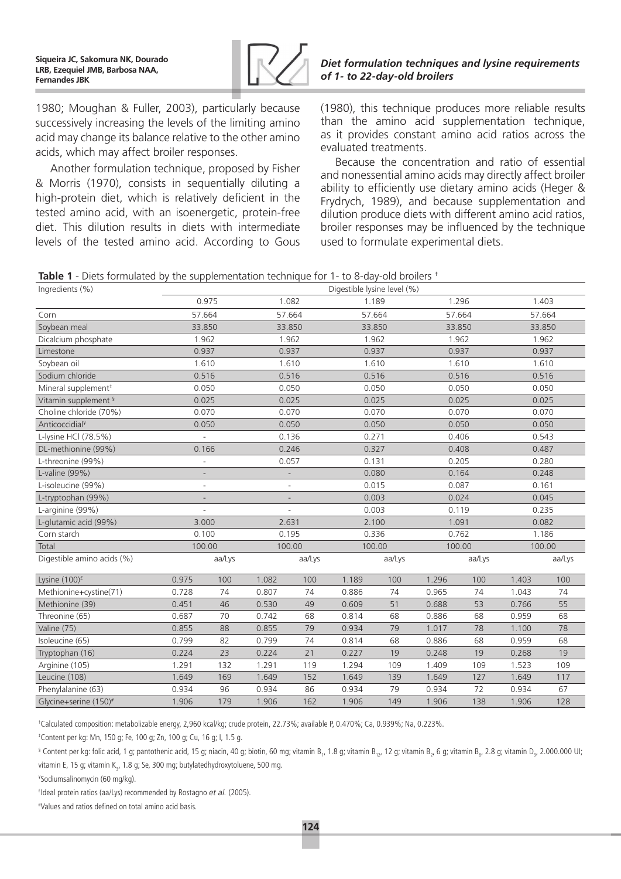1980; Moughan & Fuller, 2003), particularly because successively increasing the levels of the limiting amino acid may change its balance relative to the other amino acids, which may affect broiler responses.

Another formulation technique, proposed by Fisher & Morris (1970), consists in sequentially diluting a high-protein diet, which is relatively deficient in the tested amino acid, with an isoenergetic, protein-free diet. This dilution results in diets with intermediate levels of the tested amino acid. According to Gous (1980), this technique produces more reliable results than the amino acid supplementation technique, as it provides constant amino acid ratios across the evaluated treatments.

Because the concentration and ratio of essential and nonessential amino acids may directly affect broiler ability to efficiently use dietary amino acids (Heger & Frydrych, 1989), and because supplementation and dilution produce diets with different amino acid ratios, broiler responses may be influenced by the technique used to formulate experimental diets.

**Table 1** - Diets formulated by the supplementation technique for 1- to 8-day-old broilers †

| Ingredients (%) | Digestible lysine level (%) | | | | | | | | | |
|---|---|---|---|---|---|---|---|---|---|---|
| | 0.975 | | 1.082 | | 1.189 | | 1.296 | | 1.403 | |
| Corn | 57.664 | | 57.664 | | 57.664 | | 57.664 | | 57.664 | |
| Soybean meal | 33.850 | | 33.850 | | 33.850 | | 33.850 | | 33.850 | |
| Dicalcium phosphate | 1.962 | | 1.962 | | 1.962 | | 1.962 | | 1.962 | |
| Limestone | 0.937 | | 0.937 | | 0.937 | | 0.937 | | 0.937 | |
| Soybean oil | 1.610 | | 1.610 | | 1.610 | | 1.610 | | 1.610 | |
| Sodium chloride | 0.516 | | 0.516 | | 0.516 | | 0.516 | | 0.516 | |
| Mineral supplement‡ | 0.050 | | 0.050 | | 0.050 | | 0.050 | | 0.050 | |
| Vitamin supplement § | 0.025 | | 0.025 | | 0.025 | | 0.025 | | 0.025 | |
| Choline chloride (70%) | 0.070 | | 0.070 | | 0.070 | | 0.070 | | 0.070 | |
| Anticoccidial¥ | 0.050 | | 0.050 | | 0.050 | | 0.050 | | 0.050 | |
| L-lysine HCl (78.5%) | - | | 0.136 | | 0.271 | | 0.406 | | 0.543 | |
| DL-methionine (99%) | 0.166 | | 0.246 | | 0.327 | | 0.408 | | 0.487 | |
| L-threonine (99%) | - | | 0.057 | | 0.131 | | 0.205 | | 0.280 | |
| L-valine (99%) | - | | - | | 0.080 | | 0.164 | | 0.248 | |
| L-isoleucine (99%) | - | | - | | 0.015 | | 0.087 | | 0.161 | |
| L-tryptophan (99%) | - | | - | | 0.003 | | 0.024 | | 0.045 | |
| L-arginine (99%) | - | | - | | 0.003 | | 0.119 | | 0.235 | |
| L-glutamic acid (99%) | 3.000 | | 2.631 | | 2.100 | | 1.091 | | 0.082 | |
| Corn starch | 0.100 | | 0.195 | | 0.336 | | 0.762 | | 1.186 | |
| Total | 100.00 | | 100.00 | | 100.00 | | 100.00 | | 100.00 | |
| Digestible amino acids (%) | | aa/Lys | | aa/Lys | | aa/Lys | | aa/Lys | | aa/Lys |
| Lysine (100)£ | 0.975 | 100 | 1.082 | 100 | 1.189 | 100 | 1.296 | 100 | 1.403 | 100 |
| Methionine+cystine(71) | 0.728 | 74 | 0.807 | 74 | 0.886 | 74 | 0.965 | 74 | 1.043 | 74 |
| Methionine (39) | 0.451 | 46 | 0.530 | 49 | 0.609 | 51 | 0.688 | 53 | 0.766 | 55 |
| Threonine (65) | 0.687 | 70 | 0.742 | 68 | 0.814 | 68 | 0.886 | 68 | 0.959 | 68 |
| Valine (75) | 0.855 | 88 | 0.855 | 79 | 0.934 | 79 | 1.017 | 78 | 1.100 | 78 |
| Isoleucine (65) | 0.799 | 82 | 0.799 | 74 | 0.814 | 68 | 0.886 | 68 | 0.959 | 68 |
| Tryptophan (16) | 0.224 | 23 | 0.224 | 21 | 0.227 | 19 | 0.248 | 19 | 0.268 | 19 |
| Arginine (105) | 1.291 | 132 | 1.291 | 119 | 1.294 | 109 | 1.409 | 109 | 1.523 | 109 |
| Leucine (108) | 1.649 | 169 | 1.649 | 152 | 1.649 | 139 | 1.649 | 127 | 1.649 | 117 |
| Phenylalanine (63) | 0.934 | 96 | 0.934 | 86 | 0.934 | 79 | 0.934 | 72 | 0.934 | 67 |
| Glycine+serine (150)# | 1.906 | 179 | 1.906 | 162 | 1.906 | 149 | 1.906 | 138 | 1.906 | 128 |

†Calculated composition: metabolizable energy, 2,960 kcal/kg; crude protein, 22.73%; available P, 0.470%; Ca, 0.939%; Na, 0.223%.

‡Content per kg: Mn, 150 g; Fe, 100 g; Zn, 100 g; Cu, 16 g; I, 1.5 g.

§ Content per kg: folic acid, 1 g; pantothenic acid, 15 g; niacin, 40 g; biotin, 60 mg; vitamin $B_1$, 1.8 g; vitamin $B_{12}$, 12 g; vitamin $B_2$, 6 g; vitamin $B_6$, 2.8 g; vitamin $D_3$, 2.000.000 UI; vitamin E, 15 g; vitamin $K_3$, 1.8 g; Se, 300 mg; butylatedhydroxytoluene, 500 mg.

¥Sodiumsalinomycin (60 mg/kg).

£Ideal protein ratios (aa/Lys) recommended by Rostagno *et al.* (2005).

#Values and ratios defined on total amino acid basis.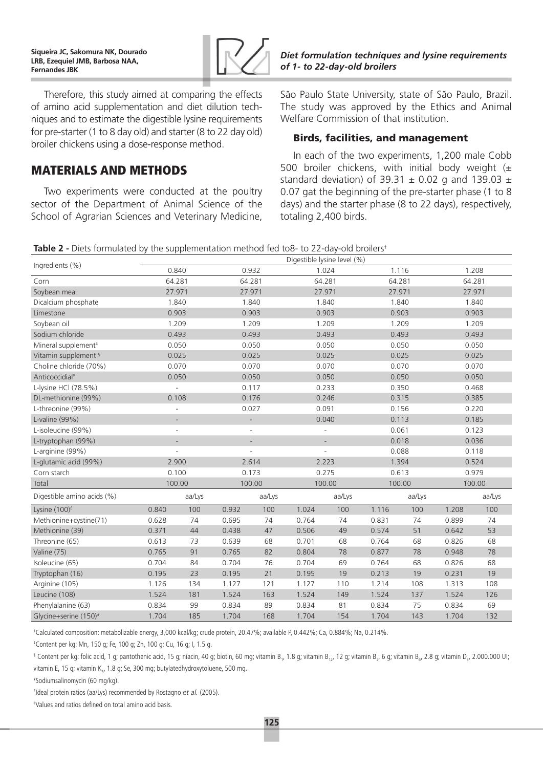Therefore, this study aimed at comparing the effects of amino acid supplementation and diet dilution techniques and to estimate the digestible lysine requirements for pre-starter (1 to 8 day old) and starter (8 to 22 day old) broiler chickens using a dose-response method.

## MATERIALS AND METHODS

Two experiments were conducted at the poultry sector of the Department of Animal Science of the School of Agrarian Sciences and Veterinary Medicine, São Paulo State University, state of São Paulo, Brazil. The study was approved by the Ethics and Animal Welfare Commission of that institution.

### Birds, facilities, and management

In each of the two experiments, 1,200 male Cobb 500 broiler chickens, with initial body weight (± standard deviation) of 39.31 ± 0.02 g and 139.03 ± 0.07 gat the beginning of the pre-starter phase (1 to 8 days) and the starter phase (8 to 22 days), respectively, totaling 2,400 birds.

**Table 2 -** Diets formulated by the supplementation method fed to8- to 22-day-old broilers[†]

| Ingredients (%) | Digestible lysine level (%) | | | | | | | | | |
|---|---|---|---|---|---|---|---|---|---|---|
| | 0.840 | | 0.932 | | 1.024 | | 1.116 | | 1.208 | |
| Corn | 64.281 | | 64.281 | | 64.281 | | 64.281 | | 64.281 | |
| Soybean meal | 27.971 | | 27.971 | | 27.971 | | 27.971 | | 27.971 | |
| Dicalcium phosphate | 1.840 | | 1.840 | | 1.840 | | 1.840 | | 1.840 | |
| Limestone | 0.903 | | 0.903 | | 0.903 | | 0.903 | | 0.903 | |
| Soybean oil | 1.209 | | 1.209 | | 1.209 | | 1.209 | | 1.209 | |
| Sodium chloride | 0.493 | | 0.493 | | 0.493 | | 0.493 | | 0.493 | |
| Mineral supplement[‡] | 0.050 | | 0.050 | | 0.050 | | 0.050 | | 0.050 | |
| Vitamin supplement [§] | 0.025 | | 0.025 | | 0.025 | | 0.025 | | 0.025 | |
| Choline chloride (70%) | 0.070 | | 0.070 | | 0.070 | | 0.070 | | 0.070 | |
| Anticoccidial[¥] | 0.050 | | 0.050 | | 0.050 | | 0.050 | | 0.050 | |
| L-lysine HCl (78.5%) | - | | 0.117 | | 0.233 | | 0.350 | | 0.468 | |
| DL-methionine (99%) | 0.108 | | 0.176 | | 0.246 | | 0.315 | | 0.385 | |
| L-threonine (99%) | - | | 0.027 | | 0.091 | | 0.156 | | 0.220 | |
| L-valine (99%) | - | | - | | 0.040 | | 0.113 | | 0.185 | |
| L-isoleucine (99%) | - | | - | | - | | 0.061 | | 0.123 | |
| L-tryptophan (99%) | - | | - | | - | | 0.018 | | 0.036 | |
| L-arginine (99%) | - | | - | | - | | 0.088 | | 0.118 | |
| L-glutamic acid (99%) | 2.900 | | 2.614 | | 2.223 | | 1.394 | | 0.524 | |
| Corn starch | 0.100 | | 0.173 | | 0.275 | | 0.613 | | 0.979 | |
| Total | 100.00 | | 100.00 | | 100.00 | | 100.00 | | 100.00 | |
| Digestible amino acids (%) | | aa/Lys | | aa/Lys | | aa/Lys | | aa/Lys | | aa/Lys |
| Lysine (100)[£] | 0.840 | 100 | 0.932 | 100 | 1.024 | 100 | 1.116 | 100 | 1.208 | 100 |
| Methionine+cystine(71) | 0.628 | 74 | 0.695 | 74 | 0.764 | 74 | 0.831 | 74 | 0.899 | 74 |
| Methionine (39) | 0.371 | 44 | 0.438 | 47 | 0.506 | 49 | 0.574 | 51 | 0.642 | 53 |
| Threonine (65) | 0.613 | 73 | 0.639 | 68 | 0.701 | 68 | 0.764 | 68 | 0.826 | 68 |
| Valine (75) | 0.765 | 91 | 0.765 | 82 | 0.804 | 78 | 0.877 | 78 | 0.948 | 78 |
| Isoleucine (65) | 0.704 | 84 | 0.704 | 76 | 0.704 | 69 | 0.764 | 68 | 0.826 | 68 |
| Tryptophan (16) | 0.195 | 23 | 0.195 | 21 | 0.195 | 19 | 0.213 | 19 | 0.231 | 19 |
| Arginine (105) | 1.126 | 134 | 1.127 | 121 | 1.127 | 110 | 1.214 | 108 | 1.313 | 108 |
| Leucine (108) | 1.524 | 181 | 1.524 | 163 | 1.524 | 149 | 1.524 | 137 | 1.524 | 126 |
| Phenylalanine (63) | 0.834 | 99 | 0.834 | 89 | 0.834 | 81 | 0.834 | 75 | 0.834 | 69 |
| Glycine+serine (150)[#] | 1.704 | 185 | 1.704 | 168 | 1.704 | 154 | 1.704 | 143 | 1.704 | 132 |

[†]Calculated composition: metabolizable energy, 3,000 kcal/kg; crude protein, 20.47%; available P, 0.442%; Ca, 0.884%; Na, 0.214%.

[‡]Content per kg: Mn, 150 g; Fe, 100 g; Zn, 100 g; Cu, 16 g; I, 1.5 g.

[§] Content per kg: folic acid, 1 g; pantothenic acid, 15 g; niacin, 40 g; biotin, 60 mg; vitamin $B_1$, 1.8 g; vitamin $B_{12}$, 12 g; vitamin $B_2$, 6 g; vitamin $B_6$, 2.8 g; vitamin $D_3$, 2.000.000 UI; vitamin E, 15 g; vitamin $K_3$, 1.8 g; Se, 300 mg; butylatedhydroxytoluene, 500 mg.

[¥]Sodiumsalinomycin (60 mg/kg).

[£]Ideal protein ratios (aa/Lys) recommended by Rostagno *et al.* (2005).

[#]Values and ratios defined on total amino acid basis.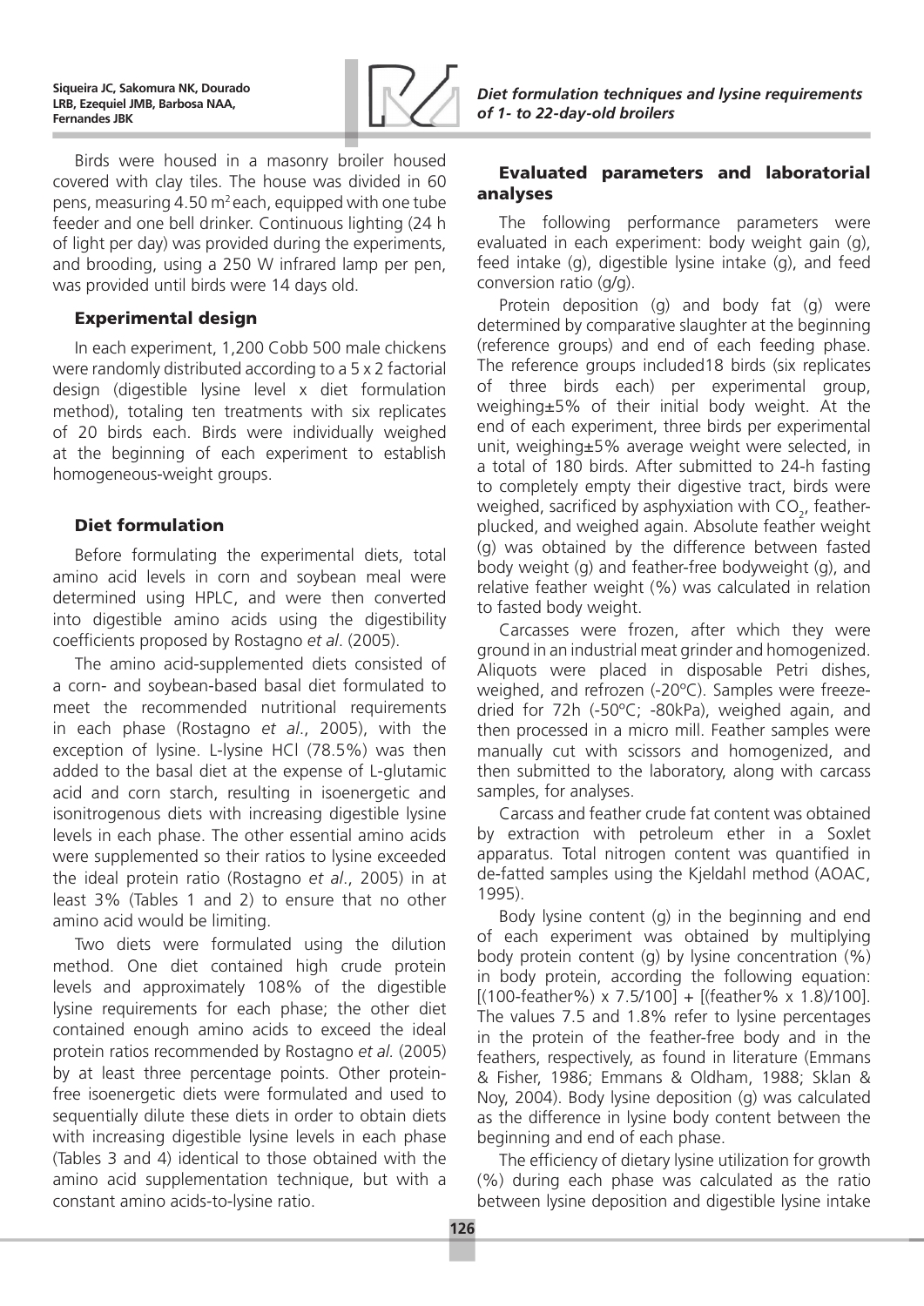Birds were housed in a masonry broiler housed covered with clay tiles. The house was divided in 60 pens, measuring 4.50 m$^2$ each, equipped with one tube feeder and one bell drinker. Continuous lighting (24 h of light per day) was provided during the experiments, and brooding, using a 250 W infrared lamp per pen, was provided until birds were 14 days old.

### Experimental design

In each experiment, 1,200 Cobb 500 male chickens were randomly distributed according to a 5 x 2 factorial design (digestible lysine level x diet formulation method), totaling ten treatments with six replicates of 20 birds each. Birds were individually weighed at the beginning of each experiment to establish homogeneous-weight groups.

### Diet formulation

Before formulating the experimental diets, total amino acid levels in corn and soybean meal were determined using HPLC, and were then converted into digestible amino acids using the digestibility coefficients proposed by Rostagno *et al*. (2005).

The amino acid-supplemented diets consisted of a corn- and soybean-based basal diet formulated to meet the recommended nutritional requirements in each phase (Rostagno *et al*., 2005), with the exception of lysine. L-lysine HCl (78.5%) was then added to the basal diet at the expense of L-glutamic acid and corn starch, resulting in isoenergetic and isonitrogenous diets with increasing digestible lysine levels in each phase. The other essential amino acids were supplemented so their ratios to lysine exceeded the ideal protein ratio (Rostagno *et al*., 2005) in at least 3% (Tables 1 and 2) to ensure that no other amino acid would be limiting.

Two diets were formulated using the dilution method. One diet contained high crude protein levels and approximately 108% of the digestible lysine requirements for each phase; the other diet contained enough amino acids to exceed the ideal protein ratios recommended by Rostagno *et al.* (2005) by at least three percentage points. Other protein-free isoenergetic diets were formulated and used to sequentially dilute these diets in order to obtain diets with increasing digestible lysine levels in each phase (Tables 3 and 4) identical to those obtained with the amino acid supplementation technique, but with a constant amino acids-to-lysine ratio.

### Evaluated parameters and laboratorial analyses

The following performance parameters were evaluated in each experiment: body weight gain (g), feed intake (g), digestible lysine intake (g), and feed conversion ratio (g/g).

Protein deposition (g) and body fat (g) were determined by comparative slaughter at the beginning (reference groups) and end of each feeding phase. The reference groups included18 birds (six replicates of three birds each) per experimental group, weighing±5% of their initial body weight. At the end of each experiment, three birds per experimental unit, weighing±5% average weight were selected, in a total of 180 birds. After submitted to 24-h fasting to completely empty their digestive tract, birds were weighed, sacrificed by asphyxiation with $CO_2$, feather-plucked, and weighed again. Absolute feather weight (g) was obtained by the difference between fasted body weight (g) and feather-free bodyweight (g), and relative feather weight (%) was calculated in relation to fasted body weight.

Carcasses were frozen, after which they were ground in an industrial meat grinder and homogenized. Aliquots were placed in disposable Petri dishes, weighed, and refrozen (-20ºC). Samples were freeze-dried for 72h (-50ºC; -80kPa), weighed again, and then processed in a micro mill. Feather samples were manually cut with scissors and homogenized, and then submitted to the laboratory, along with carcass samples, for analyses.

Carcass and feather crude fat content was obtained by extraction with petroleum ether in a Soxlet apparatus. Total nitrogen content was quantified in de-fatted samples using the Kjeldahl method (AOAC, 1995).

Body lysine content (g) in the beginning and end of each experiment was obtained by multiplying body protein content (g) by lysine concentration (%) in body protein, according the following equation: $[(100\text{-feather}\%) \times 7.5/100] + [(\text{feather}\% \times 1.8)/100]$. The values 7.5 and 1.8% refer to lysine percentages in the protein of the feather-free body and in the feathers, respectively, as found in literature (Emmans & Fisher, 1986; Emmans & Oldham, 1988; Sklan & Noy, 2004). Body lysine deposition (g) was calculated as the difference in lysine body content between the beginning and end of each phase.

The efficiency of dietary lysine utilization for growth (%) during each phase was calculated as the ratio between lysine deposition and digestible lysine intake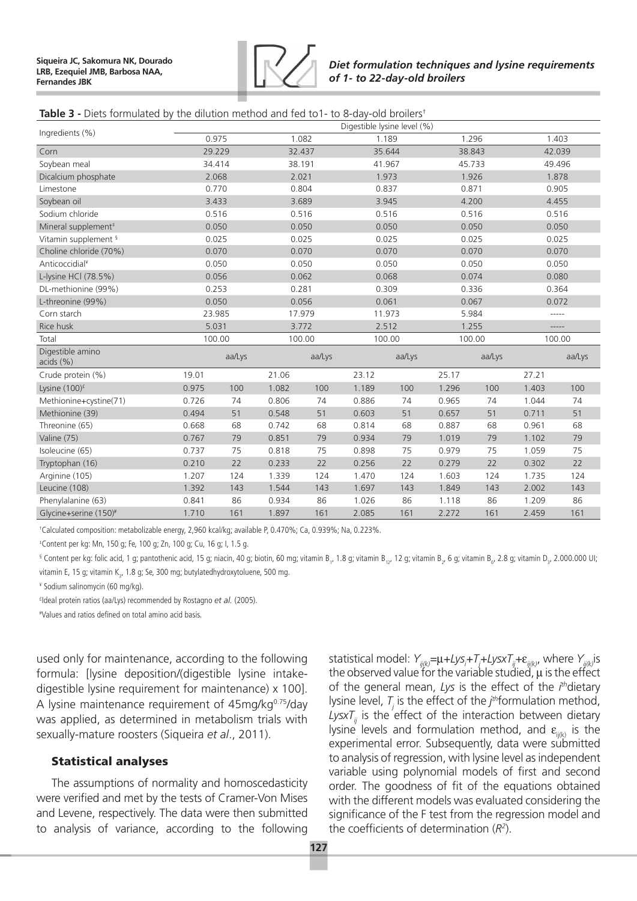**Table 3** - Diets formulated by the dilution method and fed to1- to 8-day-old broilers[†]

| Ingredients (%) | Digestible lysine level (%) | | | | | | | | | |
|---|---|---|---|---|---|---|---|---|---|---|
| | 0.975 | | 1.082 | | 1.189 | | 1.296 | | 1.403 | |
| Corn | 29.229 | | 32.437 | | 35.644 | | 38.843 | | 42.039 | |
| Soybean meal | 34.414 | | 38.191 | | 41.967 | | 45.733 | | 49.496 | |
| Dicalcium phosphate | 2.068 | | 2.021 | | 1.973 | | 1.926 | | 1.878 | |
| Limestone | 0.770 | | 0.804 | | 0.837 | | 0.871 | | 0.905 | |
| Soybean oil | 3.433 | | 3.689 | | 3.945 | | 4.200 | | 4.455 | |
| Sodium chloride | 0.516 | | 0.516 | | 0.516 | | 0.516 | | 0.516 | |
| Mineral supplement[‡] | 0.050 | | 0.050 | | 0.050 | | 0.050 | | 0.050 | |
| Vitamin supplement [§] | 0.025 | | 0.025 | | 0.025 | | 0.025 | | 0.025 | |
| Choline chloride (70%) | 0.070 | | 0.070 | | 0.070 | | 0.070 | | 0.070 | |
| Anticoccidial[¥] | 0.050 | | 0.050 | | 0.050 | | 0.050 | | 0.050 | |
| L-lysine HCl (78.5%) | 0.056 | | 0.062 | | 0.068 | | 0.074 | | 0.080 | |
| DL-methionine (99%) | 0.253 | | 0.281 | | 0.309 | | 0.336 | | 0.364 | |
| L-threonine (99%) | 0.050 | | 0.056 | | 0.061 | | 0.067 | | 0.072 | |
| Corn starch | 23.985 | | 17.979 | | 11.973 | | 5.984 | | ----- | |
| Rice husk | 5.031 | | 3.772 | | 2.512 | | 1.255 | | ----- | |
| Total | 100.00 | | 100.00 | | 100.00 | | 100.00 | | 100.00 | |
| Digestible amino acids (%) | | aa/Lys | | aa/Lys | | aa/Lys | | aa/Lys | | aa/Lys |
| Crude protein (%) | 19.01 | | 21.06 | | 23.12 | | 25.17 | | 27.21 | |
| Lysine (100)[£] | 0.975 | 100 | 1.082 | 100 | 1.189 | 100 | 1.296 | 100 | 1.403 | 100 |
| Methionine+cystine(71) | 0.726 | 74 | 0.806 | 74 | 0.886 | 74 | 0.965 | 74 | 1.044 | 74 |
| Methionine (39) | 0.494 | 51 | 0.548 | 51 | 0.603 | 51 | 0.657 | 51 | 0.711 | 51 |
| Threonine (65) | 0.668 | 68 | 0.742 | 68 | 0.814 | 68 | 0.887 | 68 | 0.961 | 68 |
| Valine (75) | 0.767 | 79 | 0.851 | 79 | 0.934 | 79 | 1.019 | 79 | 1.102 | 79 |
| Isoleucine (65) | 0.737 | 75 | 0.818 | 75 | 0.898 | 75 | 0.979 | 75 | 1.059 | 75 |
| Tryptophan (16) | 0.210 | 22 | 0.233 | 22 | 0.256 | 22 | 0.279 | 22 | 0.302 | 22 |
| Arginine (105) | 1.207 | 124 | 1.339 | 124 | 1.470 | 124 | 1.603 | 124 | 1.735 | 124 |
| Leucine (108) | 1.392 | 143 | 1.544 | 143 | 1.697 | 143 | 1.849 | 143 | 2.002 | 143 |
| Phenylalanine (63) | 0.841 | 86 | 0.934 | 86 | 1.026 | 86 | 1.118 | 86 | 1.209 | 86 |
| Glycine+serine (150)[#] | 1.710 | 161 | 1.897 | 161 | 2.085 | 161 | 2.272 | 161 | 2.459 | 161 |

[†]Calculated composition: metabolizable energy, 2,960 kcal/kg; available P, 0.470%; Ca, 0.939%; Na, 0.223%.

[‡]Content per kg: Mn, 150 g; Fe, 100 g; Zn, 100 g; Cu, 16 g; I, 1.5 g.

[§] Content per kg: folic acid, 1 g; pantothenic acid, 15 g; niacin, 40 g; biotin, 60 mg; vitamin $B_1$, 1.8 g; vitamin $B_{12}$, 12 g; vitamin $B_2$, 6 g; vitamin $B_6$, 2.8 g; vitamin $D_3$, 2.000.000 UI; vitamin E, 15 g; vitamin $K_3$, 1.8 g; Se, 300 mg; butylatedhydroxytoluene, 500 mg.

[¥] Sodium salinomycin (60 mg/kg).

[£]Ideal protein ratios (aa/Lys) recommended by Rostagno *et al.* (2005).

[#]Values and ratios defined on total amino acid basis.

used only for maintenance, according to the following formula: [lysine deposition/(digestible lysine intake-digestible lysine requirement for maintenance) x 100]. A lysine maintenance requirement of 45mg/kg$^{0.75}$/day was applied, as determined in metabolism trials with sexually-mature roosters (Siqueira *et al*., 2011).

### Statistical analyses

The assumptions of normality and homoscedasticity were verified and met by the tests of Cramer-Von Mises and Levene, respectively. The data were then submitted to analysis of variance, according to the following statistical model: $Y_{ij(k)}=\mu+Lys_i+T_j+LysxT_{ij}+\varepsilon_{ij(k)}$, where $Y_{ij(k)}$ is the observed value for the variable studied, $\mu$ is the effect of the general mean, $Lys$ is the effect of the $i^{th}$ dietary lysine level, $T_j$ is the effect of the $j^{th}$ formulation method, $LysxT_{ij}$ is the effect of the interaction between dietary lysine levels and formulation method, and $\varepsilon_{ij(k)}$ is the experimental error. Subsequently, data were submitted to analysis of regression, with lysine level as independent variable using polynomial models of first and second order. The goodness of fit of the equations obtained with the different models was evaluated considering the significance of the F test from the regression model and the coefficients of determination ($R^2$).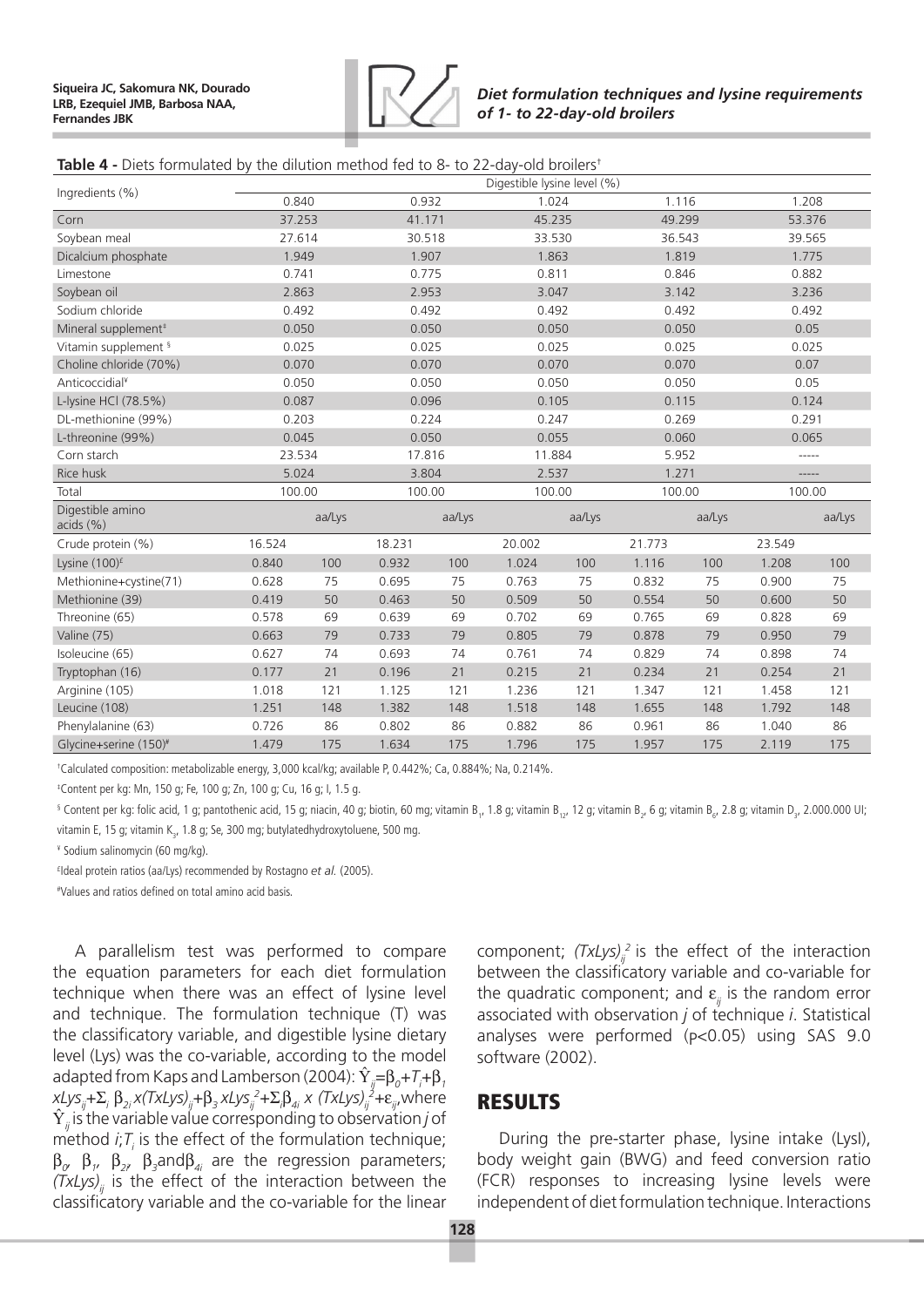**Table 4 -** Diets formulated by the dilution method fed to 8- to 22-day-old broilers[†]

| Ingredients (%) | Digestible lysine level (%) | | | | | | | | | |
|---|---|---|---|---|---|---|---|---|---|---|
| | 0.840 | | 0.932 | | 1.024 | | 1.116 | | 1.208 | |
| Corn | 37.253 | | 41.171 | | 45.235 | | 49.299 | | 53.376 | |
| Soybean meal | 27.614 | | 30.518 | | 33.530 | | 36.543 | | 39.565 | |
| Dicalcium phosphate | 1.949 | | 1.907 | | 1.863 | | 1.819 | | 1.775 | |
| Limestone | 0.741 | | 0.775 | | 0.811 | | 0.846 | | 0.882 | |
| Soybean oil | 2.863 | | 2.953 | | 3.047 | | 3.142 | | 3.236 | |
| Sodium chloride | 0.492 | | 0.492 | | 0.492 | | 0.492 | | 0.492 | |
| Mineral supplement[‡] | 0.050 | | 0.050 | | 0.050 | | 0.050 | | 0.05 | |
| Vitamin supplement [§] | 0.025 | | 0.025 | | 0.025 | | 0.025 | | 0.025 | |
| Choline chloride (70%) | 0.070 | | 0.070 | | 0.070 | | 0.070 | | 0.07 | |
| Anticoccidial[¥] | 0.050 | | 0.050 | | 0.050 | | 0.050 | | 0.05 | |
| L-lysine HCl (78.5%) | 0.087 | | 0.096 | | 0.105 | | 0.115 | | 0.124 | |
| DL-methionine (99%) | 0.203 | | 0.224 | | 0.247 | | 0.269 | | 0.291 | |
| L-threonine (99%) | 0.045 | | 0.050 | | 0.055 | | 0.060 | | 0.065 | |
| Corn starch | 23.534 | | 17.816 | | 11.884 | | 5.952 | | ----- | |
| Rice husk | 5.024 | | 3.804 | | 2.537 | | 1.271 | | ----- | |
| Total | 100.00 | | 100.00 | | 100.00 | | 100.00 | | 100.00 | |
| Digestible amino acids (%) | | aa/Lys | | aa/Lys | | aa/Lys | | aa/Lys | | aa/Lys |
| Crude protein (%) | 16.524 | | 18.231 | | 20.002 | | 21.773 | | 23.549 | |
| Lysine (100)[£] | 0.840 | 100 | 0.932 | 100 | 1.024 | 100 | 1.116 | 100 | 1.208 | 100 |
| Methionine+cystine(71) | 0.628 | 75 | 0.695 | 75 | 0.763 | 75 | 0.832 | 75 | 0.900 | 75 |
| Methionine (39) | 0.419 | 50 | 0.463 | 50 | 0.509 | 50 | 0.554 | 50 | 0.600 | 50 |
| Threonine (65) | 0.578 | 69 | 0.639 | 69 | 0.702 | 69 | 0.765 | 69 | 0.828 | 69 |
| Valine (75) | 0.663 | 79 | 0.733 | 79 | 0.805 | 79 | 0.878 | 79 | 0.950 | 79 |
| Isoleucine (65) | 0.627 | 74 | 0.693 | 74 | 0.761 | 74 | 0.829 | 74 | 0.898 | 74 |
| Tryptophan (16) | 0.177 | 21 | 0.196 | 21 | 0.215 | 21 | 0.234 | 21 | 0.254 | 21 |
| Arginine (105) | 1.018 | 121 | 1.125 | 121 | 1.236 | 121 | 1.347 | 121 | 1.458 | 121 |
| Leucine (108) | 1.251 | 148 | 1.382 | 148 | 1.518 | 148 | 1.655 | 148 | 1.792 | 148 |
| Phenylalanine (63) | 0.726 | 86 | 0.802 | 86 | 0.882 | 86 | 0.961 | 86 | 1.040 | 86 |
| Glycine+serine (150)[#] | 1.479 | 175 | 1.634 | 175 | 1.796 | 175 | 1.957 | 175 | 2.119 | 175 |

[†]Calculated composition: metabolizable energy, 3,000 kcal/kg; available P, 0.442%; Ca, 0.884%; Na, 0.214%.

[‡]Content per kg: Mn, 150 g; Fe, 100 g; Zn, 100 g; Cu, 16 g; I, 1.5 g.

[§] Content per kg: folic acid, 1 g; pantothenic acid, 15 g; niacin, 40 g; biotin, 60 mg; vitamin $B_1$, 1.8 g; vitamin $B_{12}$, 12 g; vitamin $B_2$, 6 g; vitamin $B_6$, 2.8 g; vitamin $D_3$, 2.000.000 UI; vitamin E, 15 g; vitamin $K_3$, 1.8 g; Se, 300 mg; butylatedhydroxytoluene, 500 mg.

[¥] Sodium salinomycin (60 mg/kg).

[£]Ideal protein ratios (aa/Lys) recommended by Rostagno *et al.* (2005).

[#]Values and ratios defined on total amino acid basis.

A parallelism test was performed to compare the equation parameters for each diet formulation technique when there was an effect of lysine level and technique. The formulation technique (T) was the classificatory variable, and digestible lysine dietary level (Lys) was the co-variable, according to the model adapted from Kaps and Lamberson (2004): $\hat{Y}_{ij}=\beta_0+T_i+\beta_1 xLys_{ij}+\Sigma_i \beta_{2i} x(TxLys)_{ij}+\beta_3 xLys_{ij}^2+\Sigma_i\beta_{4i} x (TxLys)_{ij}^2+\varepsilon_{ij}$, where $\hat{Y}_{ij}$ is the variable value corresponding to observation *j* of method *i*; $T_i$ is the effect of the formulation technique; $\beta_0$, $\beta_1$, $\beta_2$, $\beta_3$ and $\beta_{4i}$ are the regression parameters; $(TxLys)_{ij}$ is the effect of the interaction between the classificatory variable and the co-variable for the linear component; $(TxLys)_{ij}^2$ is the effect of the interaction between the classificatory variable and co-variable for the quadratic component; and $\varepsilon_{ij}$ is the random error associated with observation *j* of technique *i*. Statistical analyses were performed ($p<0.05$) using SAS 9.0 software (2002).

## RESULTS

During the pre-starter phase, lysine intake (LysI), body weight gain (BWG) and feed conversion ratio (FCR) responses to increasing lysine levels were independent of diet formulation technique. Interactions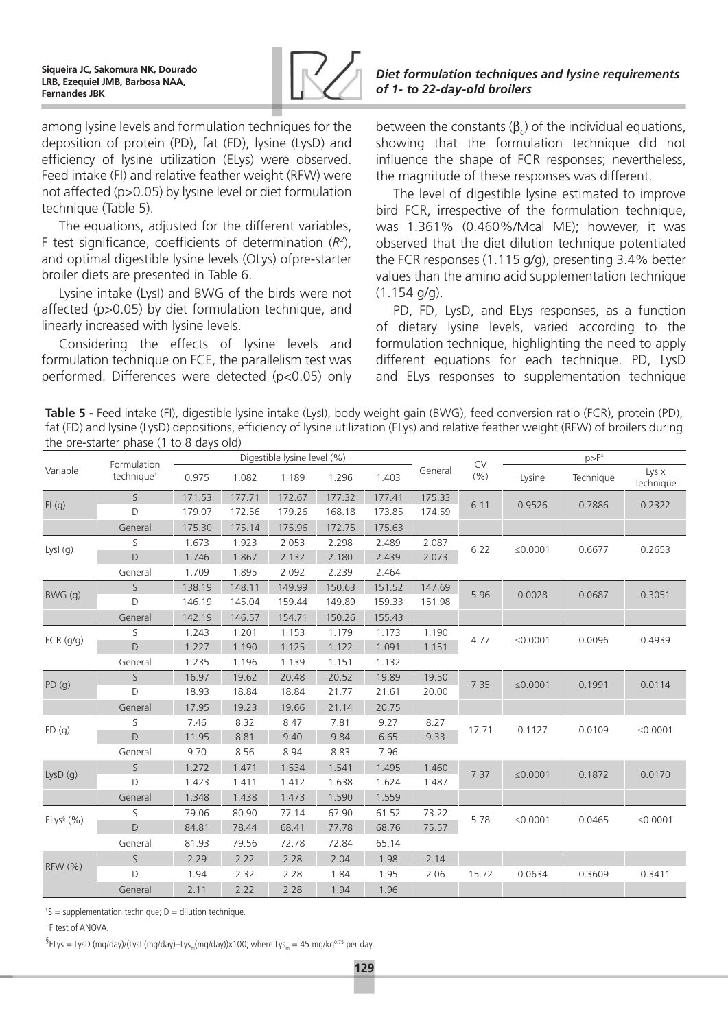among lysine levels and formulation techniques for the deposition of protein (PD), fat (FD), lysine (LysD) and efficiency of lysine utilization (ELys) were observed. Feed intake (FI) and relative feather weight (RFW) were not affected (p>0.05) by lysine level or diet formulation technique (Table 5).

The equations, adjusted for the different variables, F test significance, coefficients of determination ($R^2$), and optimal digestible lysine levels (OLys) ofpre-starter broiler diets are presented in Table 6.

Lysine intake (LysI) and BWG of the birds were not affected (p>0.05) by diet formulation technique, and linearly increased with lysine levels.

Considering the effects of lysine levels and formulation technique on FCE, the parallelism test was performed. Differences were detected (p<0.05) only between the constants ($\beta_0$) of the individual equations, showing that the formulation technique did not influence the shape of FCR responses; nevertheless, the magnitude of these responses was different.

The level of digestible lysine estimated to improve bird FCR, irrespective of the formulation technique, was 1.361% (0.460%/Mcal ME); however, it was observed that the diet dilution technique potentiated the FCR responses (1.115 g/g), presenting 3.4% better values than the amino acid supplementation technique (1.154 g/g).

PD, FD, LysD, and ELys responses, as a function of dietary lysine levels, varied according to the formulation technique, highlighting the need to apply different equations for each technique. PD, LysD and ELys responses to supplementation technique

**Table 5 -** Feed intake (FI), digestible lysine intake (LysI), body weight gain (BWG), feed conversion ratio (FCR), protein (PD), fat (FD) and lysine (LysD) depositions, efficiency of lysine utilization (ELys) and relative feather weight (RFW) of broilers during the pre-starter phase (1 to 8 days old)

| Variable | Formulation technique[†] | Digestible lysine level (%) | | | | | General | CV (%) | p>F[‡] | | |
|---|---|---|---|---|---|---|---|---|---|---|---|
| | | 0.975 | 1.082 | 1.189 | 1.296 | 1.403 | | | Lysine | Technique | Lys x Technique |
| FI (g) | S | 171.53 | 177.71 | 172.67 | 177.32 | 177.41 | 175.33 | 6.11 | 0.9526 | 0.7886 | 0.2322 |
| | D | 179.07 | 172.56 | 179.26 | 168.18 | 173.85 | 174.59 | | | | |
| | General | 175.30 | 175.14 | 175.96 | 172.75 | 175.63 | | | | | |
| LysI (g) | S | 1.673 | 1.923 | 2.053 | 2.298 | 2.489 | 2.087 | 6.22 | ≤0.0001 | 0.6677 | 0.2653 |
| | D | 1.746 | 1.867 | 2.132 | 2.180 | 2.439 | 2.073 | | | | |
| | General | 1.709 | 1.895 | 2.092 | 2.239 | 2.464 | | | | | |
| BWG (g) | S | 138.19 | 148.11 | 149.99 | 150.63 | 151.52 | 147.69 | 5.96 | 0.0028 | 0.0687 | 0.3051 |
| | D | 146.19 | 145.04 | 159.44 | 149.89 | 159.33 | 151.98 | | | | |
| | General | 142.19 | 146.57 | 154.71 | 150.26 | 155.43 | | | | | |
| FCR (g/g) | S | 1.243 | 1.201 | 1.153 | 1.179 | 1.173 | 1.190 | 4.77 | ≤0.0001 | 0.0096 | 0.4939 |
| | D | 1.227 | 1.190 | 1.125 | 1.122 | 1.091 | 1.151 | | | | |
| | General | 1.235 | 1.196 | 1.139 | 1.151 | 1.132 | | | | | |
| PD (g) | S | 16.97 | 19.62 | 20.48 | 20.52 | 19.89 | 19.50 | 7.35 | ≤0.0001 | 0.1991 | 0.0114 |
| | D | 18.93 | 18.84 | 18.84 | 21.77 | 21.61 | 20.00 | | | | |
| | General | 17.95 | 19.23 | 19.66 | 21.14 | 20.75 | | | | | |
| FD (g) | S | 7.46 | 8.32 | 8.47 | 7.81 | 9.27 | 8.27 | 17.71 | 0.1127 | 0.0109 | ≤0.0001 |
| | D | 11.95 | 8.81 | 9.40 | 9.84 | 6.65 | 9.33 | | | | |
| | General | 9.70 | 8.56 | 8.94 | 8.83 | 7.96 | | | | | |
| LysD (g) | S | 1.272 | 1.471 | 1.534 | 1.541 | 1.495 | 1.460 | 7.37 | ≤0.0001 | 0.1872 | 0.0170 |
| | D | 1.423 | 1.411 | 1.412 | 1.638 | 1.624 | 1.487 | | | | |
| | General | 1.348 | 1.438 | 1.473 | 1.590 | 1.559 | | | | | |
| ELys[§] (%) | S | 79.06 | 80.90 | 77.14 | 67.90 | 61.52 | 73.22 | 5.78 | ≤0.0001 | 0.0465 | ≤0.0001 |
| | D | 84.81 | 78.44 | 68.41 | 77.78 | 68.76 | 75.57 | | | | |
| | General | 81.93 | 79.56 | 72.78 | 72.84 | 65.14 | | | | | |
| RFW (%) | S | 2.29 | 2.22 | 2.28 | 2.04 | 1.98 | 2.14 | 15.72 | 0.0634 | 0.3609 | 0.3411 |
| | D | 1.94 | 2.32 | 2.28 | 1.84 | 1.95 | 2.06 | | | | |
| | General | 2.11 | 2.22 | 2.28 | 1.94 | 1.96 | | | | | |

[†]S = supplementation technique; D = dilution technique.

[‡]F test of ANOVA.

[§]ELys = LysD (mg/day)/(LysI (mg/day)–$Lys_m$(mg/day))x100; where $Lys_m$ = 45 mg/kg$^{0.75}$ per day.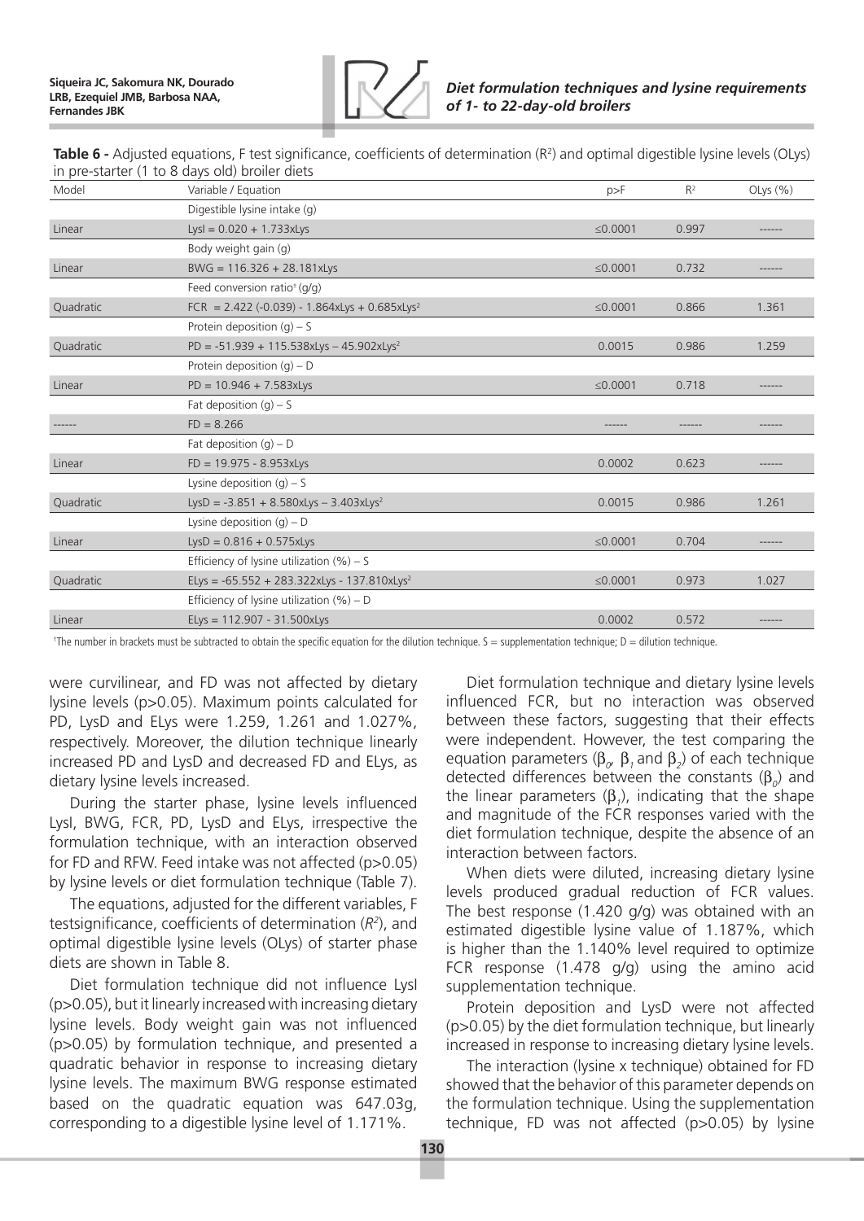**Table 6 -** Adjusted equations, F test significance, coefficients of determination ($R^2$) and optimal digestible lysine levels (OLys) in pre-starter (1 to 8 days old) broiler diets

| Model | Variable / Equation | p>F | $R^2$ | OLys (%) |
|---|---|---|---|---|
| | Digestible lysine intake (g) | | | |
| Linear | LysI = 0.020 + 1.733xLys | ≤0.0001 | 0.997 | ------ |
| | Body weight gain (g) | | | |
| Linear | BWG = 116.326 + 28.181xLys | ≤0.0001 | 0.732 | ------ |
| | Feed conversion ratio[†] (g/g) | | | |
| Quadratic | FCR = 2.422 (-0.039) - 1.864xLys + 0.685xLys$^2$ | ≤0.0001 | 0.866 | 1.361 |
| | Protein deposition (g) – S | | | |
| Quadratic | PD = -51.939 + 115.538xLys – 45.902xLys$^2$ | 0.0015 | 0.986 | 1.259 |
| | Protein deposition (g) – D | | | |
| Linear | PD = 10.946 + 7.583xLys | ≤0.0001 | 0.718 | ------ |
| | Fat deposition (g) – S | | | |
| ------ | FD = 8.266 | ------ | ------ | ------ |
| | Fat deposition (g) – D | | | |
| Linear | FD = 19.975 - 8.953xLys | 0.0002 | 0.623 | ------ |
| | Lysine deposition (g) – S | | | |
| Quadratic | LysD = -3.851 + 8.580xLys – 3.403xLys$^2$ | 0.0015 | 0.986 | 1.261 |
| | Lysine deposition (g) – D | | | |
| Linear | LysD = 0.816 + 0.575xLys | ≤0.0001 | 0.704 | ------ |
| | Efficiency of lysine utilization (%) – S | | | |
| Quadratic | ELys = -65.552 + 283.322xLys - 137.810xLys$^2$ | ≤0.0001 | 0.973 | 1.027 |
| | Efficiency of lysine utilization (%) – D | | | |
| Linear | ELys = 112.907 - 31.500xLys | 0.0002 | 0.572 | ------ |

[†]The number in brackets must be subtracted to obtain the specific equation for the dilution technique. S = supplementation technique; D = dilution technique.

were curvilinear, and FD was not affected by dietary lysine levels (p>0.05). Maximum points calculated for PD, LysD and ELys were 1.259, 1.261 and 1.027%, respectively. Moreover, the dilution technique linearly increased PD and LysD and decreased FD and ELys, as dietary lysine levels increased.

During the starter phase, lysine levels influenced LysI, BWG, FCR, PD, LysD and ELys, irrespective the formulation technique, with an interaction observed for FD and RFW. Feed intake was not affected (p>0.05) by lysine levels or diet formulation technique (Table 7).

The equations, adjusted for the different variables, F testsignificance, coefficients of determination ($R^2$), and optimal digestible lysine levels (OLys) of starter phase diets are shown in Table 8.

Diet formulation technique did not influence LysI (p>0.05), but it linearly increased with increasing dietary lysine levels. Body weight gain was not influenced (p>0.05) by formulation technique, and presented a quadratic behavior in response to increasing dietary lysine levels. The maximum BWG response estimated based on the quadratic equation was 647.03g, corresponding to a digestible lysine level of 1.171%.

Diet formulation technique and dietary lysine levels influenced FCR, but no interaction was observed between these factors, suggesting that their effects were independent. However, the test comparing the equation parameters ($\beta_0$, $\beta_1$ and $\beta_2$) of each technique detected differences between the constants ($\beta_0$) and the linear parameters ($\beta_1$), indicating that the shape and magnitude of the FCR responses varied with the diet formulation technique, despite the absence of an interaction between factors.

When diets were diluted, increasing dietary lysine levels produced gradual reduction of FCR values. The best response (1.420 g/g) was obtained with an estimated digestible lysine value of 1.187%, which is higher than the 1.140% level required to optimize FCR response (1.478 g/g) using the amino acid supplementation technique.

Protein deposition and LysD were not affected (p>0.05) by the diet formulation technique, but linearly increased in response to increasing dietary lysine levels.

The interaction (lysine x technique) obtained for FD showed that the behavior of this parameter depends on the formulation technique. Using the supplementation technique, FD was not affected (p>0.05) by lysine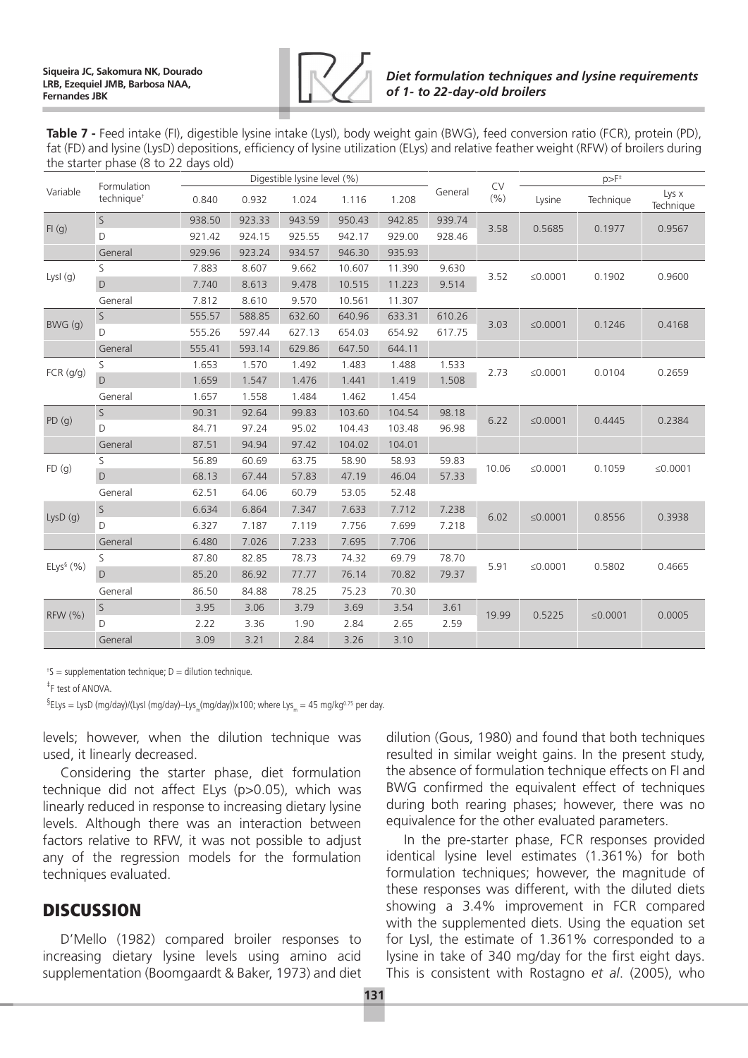**Table 7 -** Feed intake (FI), digestible lysine intake (LysI), body weight gain (BWG), feed conversion ratio (FCR), protein (PD), fat (FD) and lysine (LysD) depositions, efficiency of lysine utilization (ELys) and relative feather weight (RFW) of broilers during the starter phase (8 to 22 days old)

| Variable | Formulation technique[†] | Digestible lysine level (%) | | | | | General | CV (%) | p>F[‡] | | |
|---|---|---|---|---|---|---|---|---|---|---|---|
| | | 0.840 | 0.932 | 1.024 | 1.116 | 1.208 | | | Lysine | Technique | Lys x Technique |
| FI (g) | S | 938.50 | 923.33 | 943.59 | 950.43 | 942.85 | 939.74 | 3.58 | 0.5685 | 0.1977 | 0.9567 |
| | D | 921.42 | 924.15 | 925.55 | 942.17 | 929.00 | 928.46 | | | | |
| | General | 929.96 | 923.24 | 934.57 | 946.30 | 935.93 | | | | | |
| LysI (g) | S | 7.883 | 8.607 | 9.662 | 10.607 | 11.390 | 9.630 | 3.52 | ≤0.0001 | 0.1902 | 0.9600 |
| | D | 7.740 | 8.613 | 9.478 | 10.515 | 11.223 | 9.514 | | | | |
| | General | 7.812 | 8.610 | 9.570 | 10.561 | 11.307 | | | | | |
| BWG (g) | S | 555.57 | 588.85 | 632.60 | 640.96 | 633.31 | 610.26 | 3.03 | ≤0.0001 | 0.1246 | 0.4168 |
| | D | 555.26 | 597.44 | 627.13 | 654.03 | 654.92 | 617.75 | | | | |
| | General | 555.41 | 593.14 | 629.86 | 647.50 | 644.11 | | | | | |
| FCR (g/g) | S | 1.653 | 1.570 | 1.492 | 1.483 | 1.488 | 1.533 | 2.73 | ≤0.0001 | 0.0104 | 0.2659 |
| | D | 1.659 | 1.547 | 1.476 | 1.441 | 1.419 | 1.508 | | | | |
| | General | 1.657 | 1.558 | 1.484 | 1.462 | 1.454 | | | | | |
| PD (g) | S | 90.31 | 92.64 | 99.83 | 103.60 | 104.54 | 98.18 | 6.22 | ≤0.0001 | 0.4445 | 0.2384 |
| | D | 84.71 | 97.24 | 95.02 | 104.43 | 103.48 | 96.98 | | | | |
| | General | 87.51 | 94.94 | 97.42 | 104.02 | 104.01 | | | | | |
| FD (g) | S | 56.89 | 60.69 | 63.75 | 58.90 | 58.93 | 59.83 | 10.06 | ≤0.0001 | 0.1059 | ≤0.0001 |
| | D | 68.13 | 67.44 | 57.83 | 47.19 | 46.04 | 57.33 | | | | |
| | General | 62.51 | 64.06 | 60.79 | 53.05 | 52.48 | | | | | |
| LysD (g) | S | 6.634 | 6.864 | 7.347 | 7.633 | 7.712 | 7.238 | 6.02 | ≤0.0001 | 0.8556 | 0.3938 |
| | D | 6.327 | 7.187 | 7.119 | 7.756 | 7.699 | 7.218 | | | | |
| | General | 6.480 | 7.026 | 7.233 | 7.695 | 7.706 | | | | | |
| ELys[§] (%) | S | 87.80 | 82.85 | 78.73 | 74.32 | 69.79 | 78.70 | 5.91 | ≤0.0001 | 0.5802 | 0.4665 |
| | D | 85.20 | 86.92 | 77.77 | 76.14 | 70.82 | 79.37 | | | | |
| | General | 86.50 | 84.88 | 78.25 | 75.23 | 70.30 | | | | | |
| RFW (%) | S | 3.95 | 3.06 | 3.79 | 3.69 | 3.54 | 3.61 | 19.99 | 0.5225 | ≤0.0001 | 0.0005 |
| | D | 2.22 | 3.36 | 1.90 | 2.84 | 2.65 | 2.59 | | | | |
| | General | 3.09 | 3.21 | 2.84 | 3.26 | 3.10 | | | | | |

[†]S = supplementation technique; D = dilution technique.

[‡]F test of ANOVA.

[§]ELys = LysD (mg/day)/(LysI (mg/day)–$Lys_m$(mg/day))x100; where $Lys_m$ = 45 mg/kg$^{0.75}$ per day.

levels; however, when the dilution technique was used, it linearly decreased.

Considering the starter phase, diet formulation technique did not affect ELys (p>0.05), which was linearly reduced in response to increasing dietary lysine levels. Although there was an interaction between factors relative to RFW, it was not possible to adjust any of the regression models for the formulation techniques evaluated.

## DISCUSSION

D'Mello (1982) compared broiler responses to increasing dietary lysine levels using amino acid supplementation (Boomgaardt & Baker, 1973) and diet dilution (Gous, 1980) and found that both techniques resulted in similar weight gains. In the present study, the absence of formulation technique effects on FI and BWG confirmed the equivalent effect of techniques during both rearing phases; however, there was no equivalence for the other evaluated parameters.

In the pre-starter phase, FCR responses provided identical lysine level estimates (1.361%) for both formulation techniques; however, the magnitude of these responses was different, with the diluted diets showing a 3.4% improvement in FCR compared with the supplemented diets. Using the equation set for LysI, the estimate of 1.361% corresponded to a lysine in take of 340 mg/day for the first eight days. This is consistent with Rostagno *et al.* (2005), who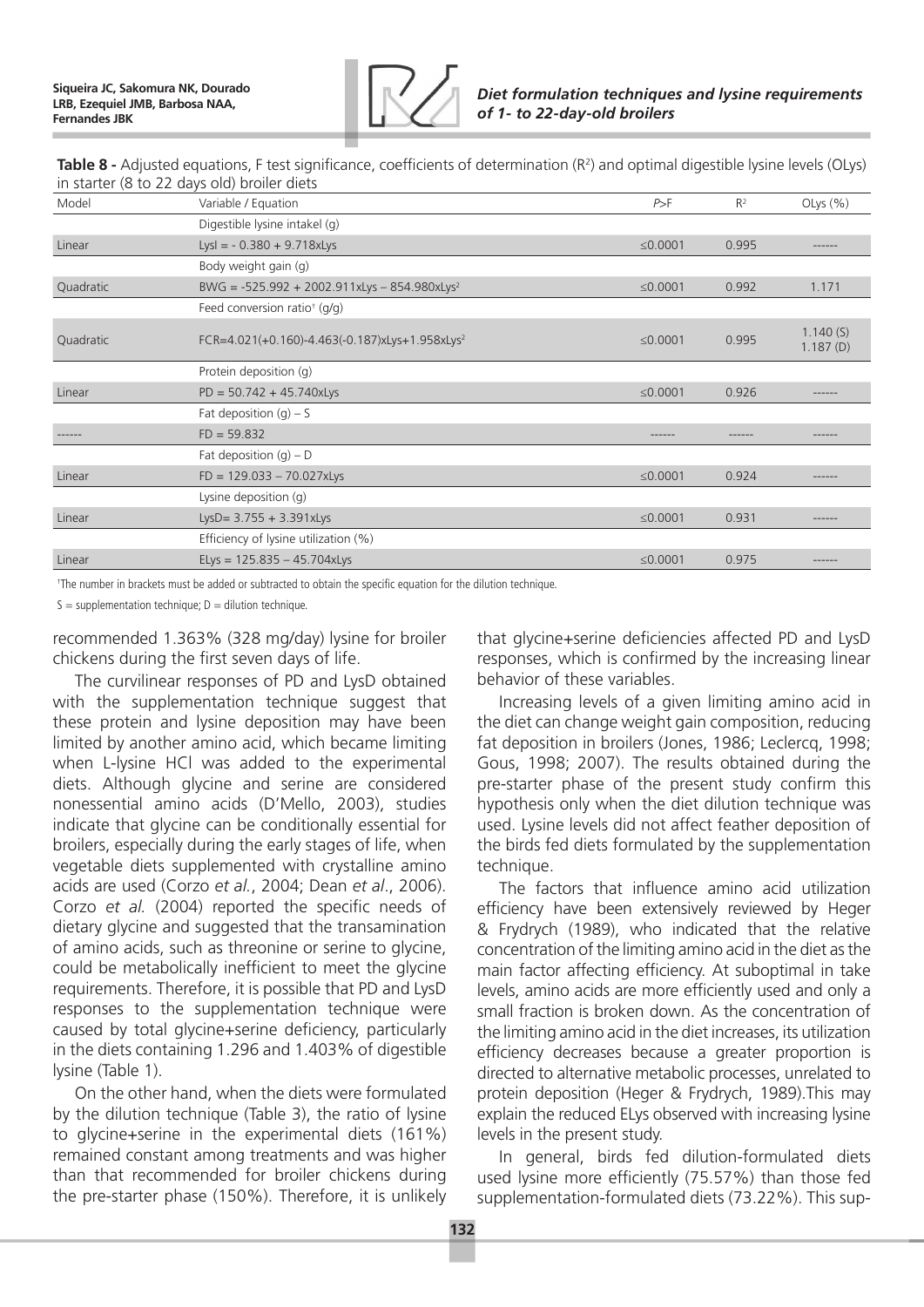**Table 8 -** Adjusted equations, F test significance, coefficients of determination ($R^2$) and optimal digestible lysine levels (OLys) in starter (8 to 22 days old) broiler diets

| Model | Variable / Equation | P>F | $R^2$ | OLys (%) |
|---|---|---|---|---|
| | Digestible lysine intakel (g) | | | |
| Linear | $Lysl = -0.380 + 9.718xLys$ | ≤0.0001 | 0.995 | ------ |
| | Body weight gain (g) | | | |
| Quadratic | $BWG = -525.992 + 2002.911xLys - 854.980xLys^2$ | ≤0.0001 | 0.992 | 1.171 |
| | Feed conversion ratio[†] (g/g) | | | |
| Quadratic | $FCR=4.021(+0.160)-4.463(-0.187)xLys+1.958xLys^2$ | ≤0.0001 | 0.995 | 1.140 (S) 1.187 (D) |
| | Protein deposition (g) | | | |
| Linear | $PD = 50.742 + 45.740xLys$ | ≤0.0001 | 0.926 | ------ |
| | Fat deposition (g) – S | | | |
| ------ | $FD = 59.832$ | ------ | ------ | ------ |
| | Fat deposition (g) – D | | | |
| Linear | $FD = 129.033 - 70.027xLys$ | ≤0.0001 | 0.924 | ------ |
| | Lysine deposition (g) | | | |
| Linear | $LysD= 3.755 + 3.391xLys$ | ≤0.0001 | 0.931 | ------ |
| | Efficiency of lysine utilization (%) | | | |
| Linear | $ELys = 125.835 - 45.704xLys$ | ≤0.0001 | 0.975 | ------ |

[†]The number in brackets must be added or subtracted to obtain the specific equation for the dilution technique.

S = supplementation technique; D = dilution technique.

recommended 1.363% (328 mg/day) lysine for broiler chickens during the first seven days of life.

The curvilinear responses of PD and LysD obtained with the supplementation technique suggest that these protein and lysine deposition may have been limited by another amino acid, which became limiting when L-lysine HCl was added to the experimental diets. Although glycine and serine are considered nonessential amino acids (D'Mello, 2003), studies indicate that glycine can be conditionally essential for broilers, especially during the early stages of life, when vegetable diets supplemented with crystalline amino acids are used (Corzo *et al.*, 2004; Dean *et al*., 2006). Corzo *et al.* (2004) reported the specific needs of dietary glycine and suggested that the transamination of amino acids, such as threonine or serine to glycine, could be metabolically inefficient to meet the glycine requirements. Therefore, it is possible that PD and LysD responses to the supplementation technique were caused by total glycine+serine deficiency, particularly in the diets containing 1.296 and 1.403% of digestible lysine (Table 1).

On the other hand, when the diets were formulated by the dilution technique (Table 3), the ratio of lysine to glycine+serine in the experimental diets (161%) remained constant among treatments and was higher than that recommended for broiler chickens during the pre-starter phase (150%). Therefore, it is unlikely that glycine+serine deficiencies affected PD and LysD responses, which is confirmed by the increasing linear behavior of these variables.

Increasing levels of a given limiting amino acid in the diet can change weight gain composition, reducing fat deposition in broilers (Jones, 1986; Leclercq, 1998; Gous, 1998; 2007). The results obtained during the pre-starter phase of the present study confirm this hypothesis only when the diet dilution technique was used. Lysine levels did not affect feather deposition of the birds fed diets formulated by the supplementation technique.

The factors that influence amino acid utilization efficiency have been extensively reviewed by Heger & Frydrych (1989), who indicated that the relative concentration of the limiting amino acid in the diet as the main factor affecting efficiency. At suboptimal in take levels, amino acids are more efficiently used and only a small fraction is broken down. As the concentration of the limiting amino acid in the diet increases, its utilization efficiency decreases because a greater proportion is directed to alternative metabolic processes, unrelated to protein deposition (Heger & Frydrych, 1989).This may explain the reduced ELys observed with increasing lysine levels in the present study.

In general, birds fed dilution-formulated diets used lysine more efficiently (75.57%) than those fed supplementation-formulated diets (73.22%). This sup-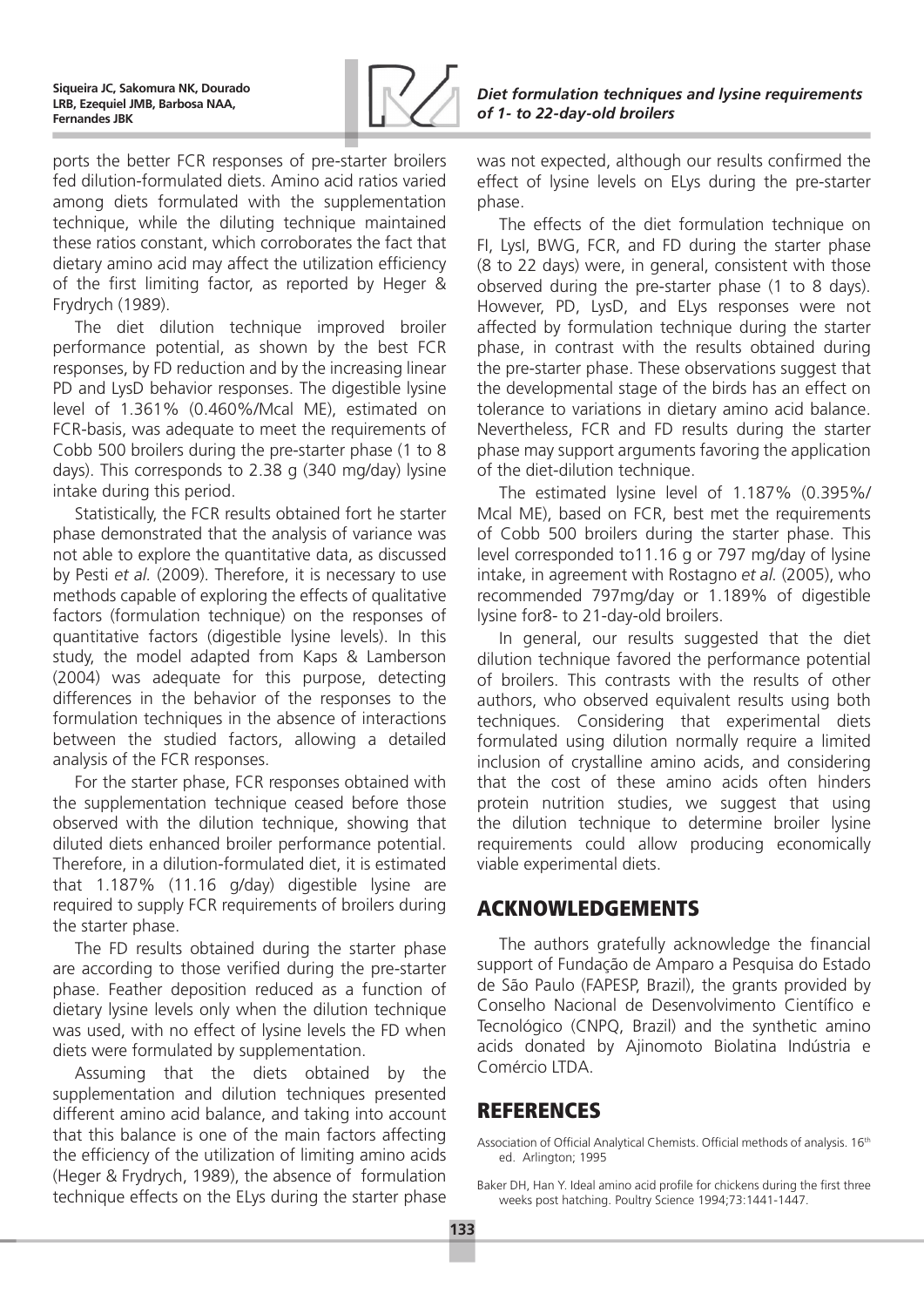ports the better FCR responses of pre-starter broilers fed dilution-formulated diets. Amino acid ratios varied among diets formulated with the supplementation technique, while the diluting technique maintained these ratios constant, which corroborates the fact that dietary amino acid may affect the utilization efficiency of the first limiting factor, as reported by Heger & Frydrych (1989).

The diet dilution technique improved broiler performance potential, as shown by the best FCR responses, by FD reduction and by the increasing linear PD and LysD behavior responses. The digestible lysine level of 1.361% (0.460%/Mcal ME), estimated on FCR-basis, was adequate to meet the requirements of Cobb 500 broilers during the pre-starter phase (1 to 8 days). This corresponds to 2.38 g (340 mg/day) lysine intake during this period.

Statistically, the FCR results obtained fort he starter phase demonstrated that the analysis of variance was not able to explore the quantitative data, as discussed by Pesti *et al.* (2009). Therefore, it is necessary to use methods capable of exploring the effects of qualitative factors (formulation technique) on the responses of quantitative factors (digestible lysine levels). In this study, the model adapted from Kaps & Lamberson (2004) was adequate for this purpose, detecting differences in the behavior of the responses to the formulation techniques in the absence of interactions between the studied factors, allowing a detailed analysis of the FCR responses.

For the starter phase, FCR responses obtained with the supplementation technique ceased before those observed with the dilution technique, showing that diluted diets enhanced broiler performance potential. Therefore, in a dilution-formulated diet, it is estimated that 1.187% (11.16 g/day) digestible lysine are required to supply FCR requirements of broilers during the starter phase.

The FD results obtained during the starter phase are according to those verified during the pre-starter phase. Feather deposition reduced as a function of dietary lysine levels only when the dilution technique was used, with no effect of lysine levels the FD when diets were formulated by supplementation.

Assuming that the diets obtained by the supplementation and dilution techniques presented different amino acid balance, and taking into account that this balance is one of the main factors affecting the efficiency of the utilization of limiting amino acids (Heger & Frydrych, 1989), the absence of formulation technique effects on the ELys during the starter phase was not expected, although our results confirmed the effect of lysine levels on ELys during the pre-starter phase.

The effects of the diet formulation technique on FI, LysI, BWG, FCR, and FD during the starter phase (8 to 22 days) were, in general, consistent with those observed during the pre-starter phase (1 to 8 days). However, PD, LysD, and ELys responses were not affected by formulation technique during the starter phase, in contrast with the results obtained during the pre-starter phase. These observations suggest that the developmental stage of the birds has an effect on tolerance to variations in dietary amino acid balance. Nevertheless, FCR and FD results during the starter phase may support arguments favoring the application of the diet-dilution technique.

The estimated lysine level of 1.187% (0.395%/Mcal ME), based on FCR, best met the requirements of Cobb 500 broilers during the starter phase. This level corresponded to11.16 g or 797 mg/day of lysine intake, in agreement with Rostagno *et al.* (2005), who recommended 797mg/day or 1.189% of digestible lysine for8- to 21-day-old broilers.

In general, our results suggested that the diet dilution technique favored the performance potential of broilers. This contrasts with the results of other authors, who observed equivalent results using both techniques. Considering that experimental diets formulated using dilution normally require a limited inclusion of crystalline amino acids, and considering that the cost of these amino acids often hinders protein nutrition studies, we suggest that using the dilution technique to determine broiler lysine requirements could allow producing economically viable experimental diets.

## ACKNOWLEDGEMENTS

The authors gratefully acknowledge the financial support of Fundação de Amparo a Pesquisa do Estado de São Paulo (FAPESP, Brazil), the grants provided by Conselho Nacional de Desenvolvimento Científico e Tecnológico (CNPQ, Brazil) and the synthetic amino acids donated by Ajinomoto Biolatina Indústria e Comércio LTDA.

## REFERENCES

Association of Official Analytical Chemists. Official methods of analysis. 16th ed. Arlington; 1995

Baker DH, Han Y. Ideal amino acid profile for chickens during the first three weeks post hatching. Poultry Science 1994;73:1441-1447.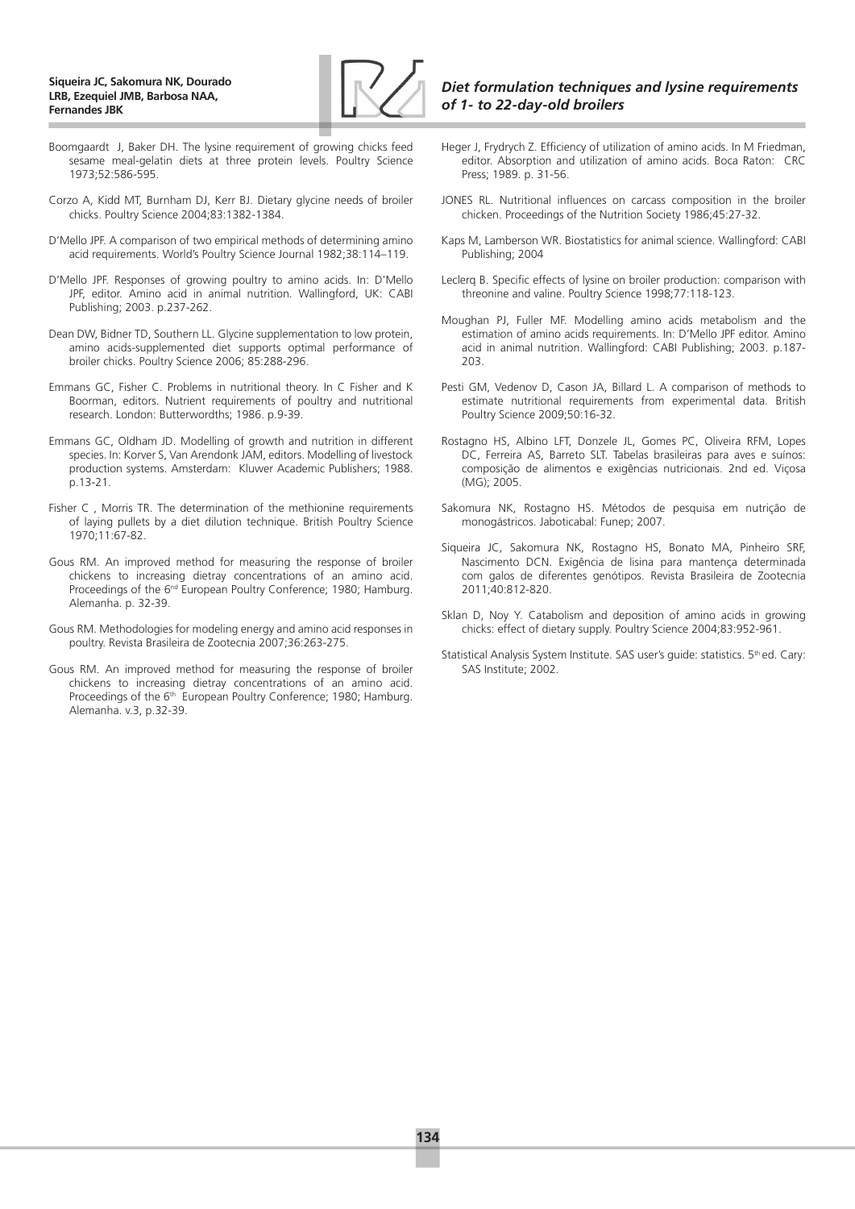Boomgaardt J, Baker DH. The lysine requirement of growing chicks feed sesame meal-gelatin diets at three protein levels. Poultry Science 1973;52:586-595.

Corzo A, Kidd MT, Burnham DJ, Kerr BJ. Dietary glycine needs of broiler chicks. Poultry Science 2004;83:1382-1384.

D'Mello JPF. A comparison of two empirical methods of determining amino acid requirements. World's Poultry Science Journal 1982;38:114–119.

D'Mello JPF. Responses of growing poultry to amino acids. In: D'Mello JPF, editor. Amino acid in animal nutrition. Wallingford, UK: CABI Publishing; 2003. p.237-262.

Dean DW, Bidner TD, Southern LL. Glycine supplementation to low protein, amino acids-supplemented diet supports optimal performance of broiler chicks. Poultry Science 2006; 85:288-296.

Emmans GC, Fisher C. Problems in nutritional theory. In C Fisher and K Boorman, editors. Nutrient requirements of poultry and nutritional research. London: Butterwordths; 1986. p.9-39.

Emmans GC, Oldham JD. Modelling of growth and nutrition in different species. In: Korver S, Van Arendonk JAM, editors. Modelling of livestock production systems. Amsterdam: Kluwer Academic Publishers; 1988. p.13-21.

Fisher C , Morris TR. The determination of the methionine requirements of laying pullets by a diet dilution technique. British Poultry Science 1970;11:67-82.

Gous RM. An improved method for measuring the response of broiler chickens to increasing dietray concentrations of an amino acid. Proceedings of the 6nd European Poultry Conference; 1980; Hamburg. Alemanha. p. 32-39.

Gous RM. Methodologies for modeling energy and amino acid responses in poultry. Revista Brasileira de Zootecnia 2007;36:263-275.

Gous RM. An improved method for measuring the response of broiler chickens to increasing dietray concentrations of an amino acid. Proceedings of the 6th European Poultry Conference; 1980; Hamburg. Alemanha. v.3, p.32-39.

Heger J, Frydrych Z. Efficiency of utilization of amino acids. In M Friedman, editor. Absorption and utilization of amino acids. Boca Raton: CRC Press; 1989. p. 31-56.

JONES RL. Nutritional influences on carcass composition in the broiler chicken. Proceedings of the Nutrition Society 1986;45:27-32.

Kaps M, Lamberson WR. Biostatistics for animal science. Wallingford: CABI Publishing; 2004

Leclerq B. Specific effects of lysine on broiler production: comparison with threonine and valine. Poultry Science 1998;77:118-123.

Moughan PJ, Fuller MF. Modelling amino acids metabolism and the estimation of amino acids requirements. In: D'Mello JPF editor. Amino acid in animal nutrition. Wallingford: CABI Publishing; 2003. p.187-203.

Pesti GM, Vedenov D, Cason JA, Billard L. A comparison of methods to estimate nutritional requirements from experimental data. British Poultry Science 2009;50:16-32.

Rostagno HS, Albino LFT, Donzele JL, Gomes PC, Oliveira RFM, Lopes DC, Ferreira AS, Barreto SLT. Tabelas brasileiras para aves e suínos: composição de alimentos e exigências nutricionais. 2nd ed. Viçosa (MG); 2005.

Sakomura NK, Rostagno HS. Métodos de pesquisa em nutrição de monogástricos. Jaboticabal: Funep; 2007.

Siqueira JC, Sakomura NK, Rostagno HS, Bonato MA, Pinheiro SRF, Nascimento DCN. Exigência de lisina para mantença determinada com galos de diferentes genótipos. Revista Brasileira de Zootecnia 2011;40:812-820.

Sklan D, Noy Y. Catabolism and deposition of amino acids in growing chicks: effect of dietary supply. Poultry Science 2004;83:952-961.

Statistical Analysis System Institute. SAS user's guide: statistics. 5th ed. Cary: SAS Institute; 2002.